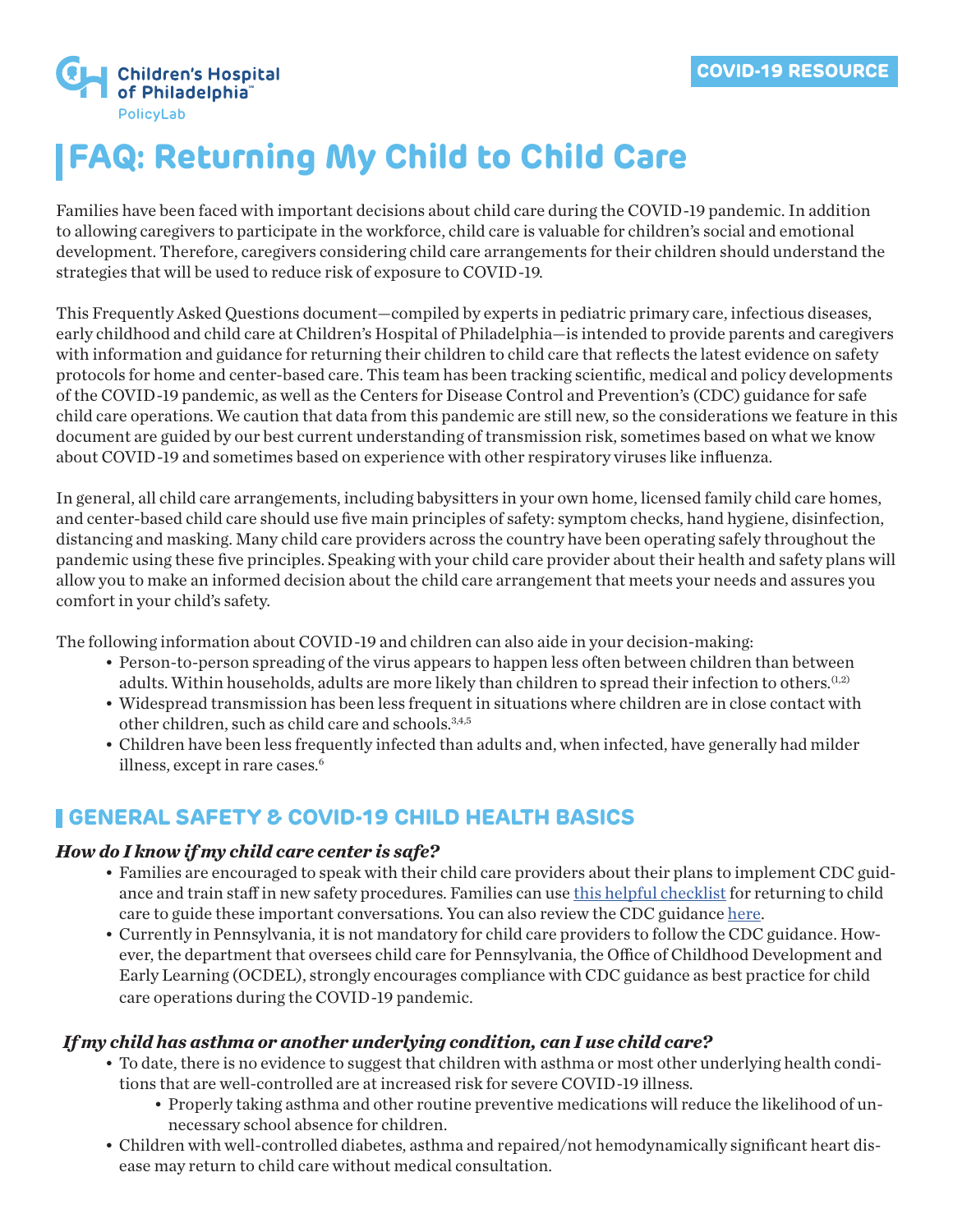Children's Hospital of Philadelphia PolicyLab

COVID-19 RESOURCE

# FAQ: Returning My Child to Child Care

Families have been faced with important decisions about child care during the COVID-19 pandemic. In addition to allowing caregivers to participate in the workforce, child care is valuable for children's social and emotional development. Therefore, caregivers considering child care arrangements for their children should understand the strategies that will be used to reduce risk of exposure to COVID-19.

This Frequently Asked Questions document—compiled by experts in pediatric primary care, infectious diseases, early childhood and child care at Children's Hospital of Philadelphia—is intended to provide parents and caregivers with information and guidance for returning their children to child care that reflects the latest evidence on safety protocols for home and center-based care. This team has been tracking scientific, medical and policy developments of the COVID-19 pandemic, as well as the Centers for Disease Control and Prevention's (CDC) guidance for safe child care operations. We caution that data from this pandemic are still new, so the considerations we feature in this document are guided by our best current understanding of transmission risk, sometimes based on what we know about COVID-19 and sometimes based on experience with other respiratory viruses like influenza.

In general, all child care arrangements, including babysitters in your own home, licensed family child care homes, and center-based child care should use five main principles of safety: symptom checks, hand hygiene, disinfection, distancing and masking. Many child care providers across the country have been operating safely throughout the pandemic using these five principles. Speaking with your child care provider about their health and safety plans will allow you to make an informed decision about the child care arrangement that meets your needs and assures you comfort in your child's safety.

The following information about COVID-19 and children can also aide in your decision-making:

- Person-to-person spreading of the virus appears to happen less often between children than between adults. Within households, adults are more likely than children to spread their infection to others.[1,2]
- Widespread transmission has been less frequent in situations where children are in close contact with other children, such as child care and schools.[3,4,5]
- Children have been less frequently infected than adults and, when infected, have generally had milder illness, except in rare cases.[6]

## GENERAL SAFETY & COVID-19 CHILD HEALTH BASICS

### *How do I know if my child care center is safe?*

- Families are encouraged to speak with their child care providers about their plans to implement CDC guidance and train staff in new safety procedures. Families can use this helpful checklist for returning to child care to guide these important conversations. You can also review the CDC guidance here.
- Currently in Pennsylvania, it is not mandatory for child care providers to follow the CDC guidance. However, the department that oversees child care for Pennsylvania, the Office of Childhood Development and Early Learning (OCDEL), strongly encourages compliance with CDC guidance as best practice for child care operations during the COVID-19 pandemic.

### *If my child has asthma or another underlying condition, can I use child care?*

- To date, there is no evidence to suggest that children with asthma or most other underlying health conditions that are well-controlled are at increased risk for severe COVID-19 illness.
  - Properly taking asthma and other routine preventive medications will reduce the likelihood of unnecessary school absence for children.
- Children with well-controlled diabetes, asthma and repaired/not hemodynamically significant heart disease may return to child care without medical consultation.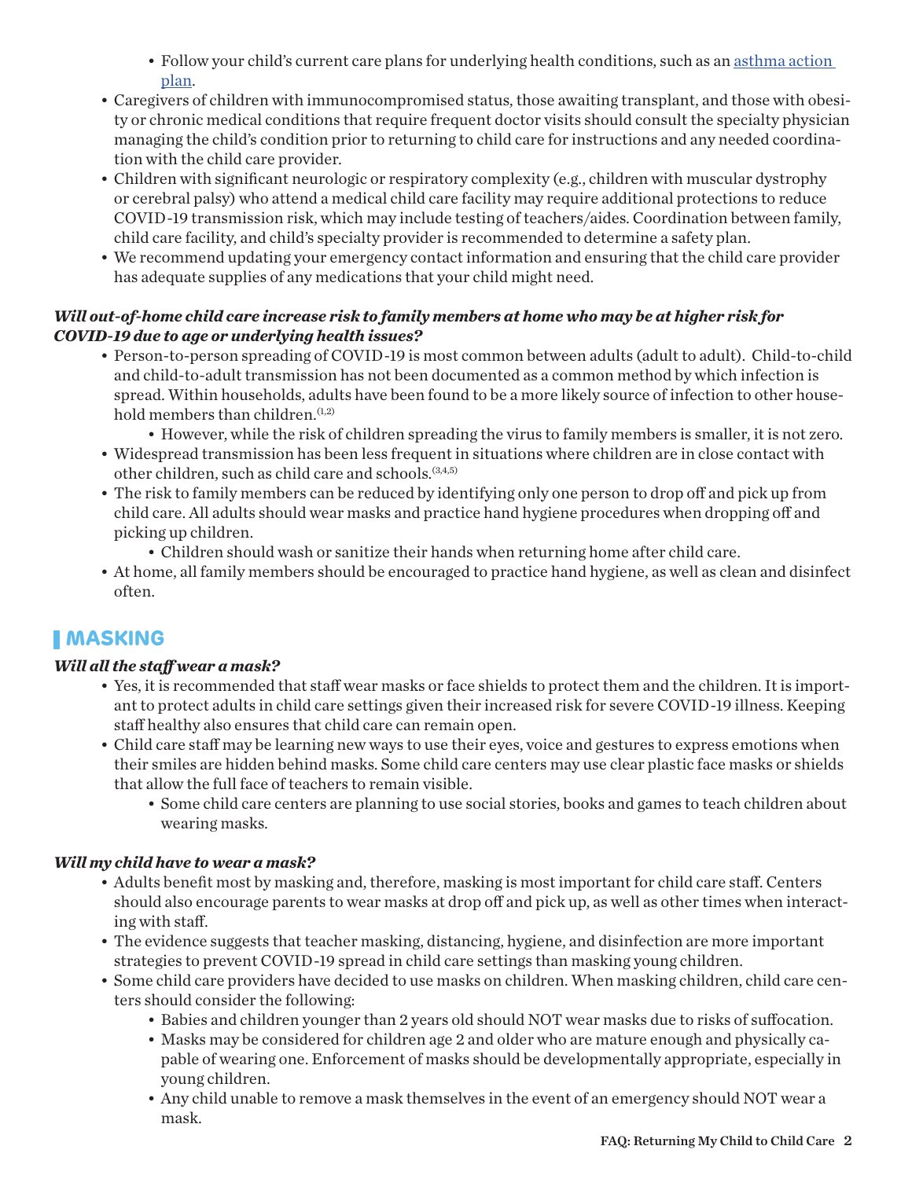- Follow your child's current care plans for underlying health conditions, such as an [asthma action plan](#).
- Caregivers of children with immunocompromised status, those awaiting transplant, and those with obesity or chronic medical conditions that require frequent doctor visits should consult the specialty physician managing the child's condition prior to returning to child care for instructions and any needed coordination with the child care provider.
- Children with significant neurologic or respiratory complexity (e.g., children with muscular dystrophy or cerebral palsy) who attend a medical child care facility may require additional protections to reduce COVID-19 transmission risk, which may include testing of teachers/aides. Coordination between family, child care facility, and child's specialty provider is recommended to determine a safety plan.
- We recommend updating your emergency contact information and ensuring that the child care provider has adequate supplies of any medications that your child might need.

***Will out-of-home child care increase risk to family members at home who may be at higher risk for COVID-19 due to age or underlying health issues?***

- Person-to-person spreading of COVID-19 is most common between adults (adult to adult). Child-to-child and child-to-adult transmission has not been documented as a common method by which infection is spread. Within households, adults have been found to be a more likely source of infection to other household members than children.[1,2]
   - However, while the risk of children spreading the virus to family members is smaller, it is not zero.
- Widespread transmission has been less frequent in situations where children are in close contact with other children, such as child care and schools.[3,4,5]
- The risk to family members can be reduced by identifying only one person to drop off and pick up from child care. All adults should wear masks and practice hand hygiene procedures when dropping off and picking up children.
   - Children should wash or sanitize their hands when returning home after child care.
- At home, all family members should be encouraged to practice hand hygiene, as well as clean and disinfect often.

## MASKING

***Will all the staff wear a mask?***

- Yes, it is recommended that staff wear masks or face shields to protect them and the children. It is important to protect adults in child care settings given their increased risk for severe COVID-19 illness. Keeping staff healthy also ensures that child care can remain open.
- Child care staff may be learning new ways to use their eyes, voice and gestures to express emotions when their smiles are hidden behind masks. Some child care centers may use clear plastic face masks or shields that allow the full face of teachers to remain visible.
   - Some child care centers are planning to use social stories, books and games to teach children about wearing masks.

***Will my child have to wear a mask?***

- Adults benefit most by masking and, therefore, masking is most important for child care staff. Centers should also encourage parents to wear masks at drop off and pick up, as well as other times when interacting with staff.
- The evidence suggests that teacher masking, distancing, hygiene, and disinfection are more important strategies to prevent COVID-19 spread in child care settings than masking young children.
- Some child care providers have decided to use masks on children. When masking children, child care centers should consider the following:
   - Babies and children younger than 2 years old should NOT wear masks due to risks of suffocation.
   - Masks may be considered for children age 2 and older who are mature enough and physically capable of wearing one. Enforcement of masks should be developmentally appropriate, especially in young children.
   - Any child unable to remove a mask themselves in the event of an emergency should NOT wear a mask.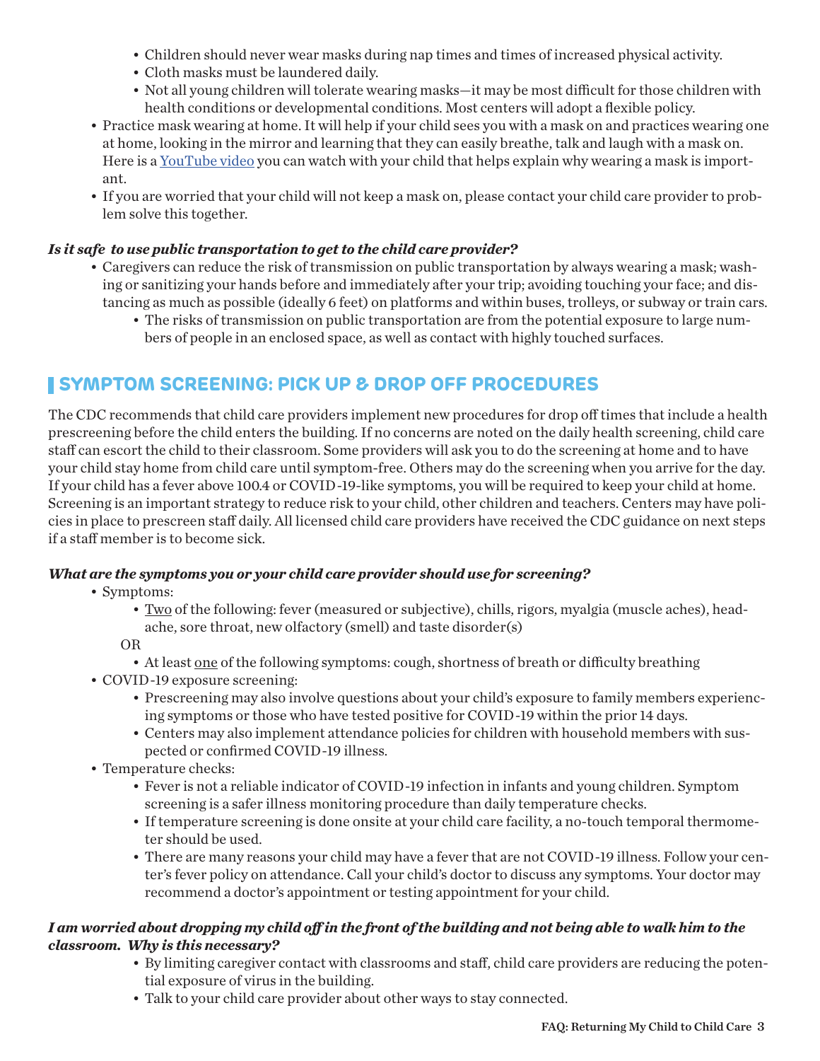- Children should never wear masks during nap times and times of increased physical activity.
    - Cloth masks must be laundered daily.
    - Not all young children will tolerate wearing masks—it may be most difficult for those children with health conditions or developmental conditions. Most centers will adopt a flexible policy.
- Practice mask wearing at home. It will help if your child sees you with a mask on and practices wearing one at home, looking in the mirror and learning that they can easily breathe, talk and laugh with a mask on. Here is a [YouTube video]() you can watch with your child that helps explain why wearing a mask is important.
- If you are worried that your child will not keep a mask on, please contact your child care provider to problem solve this together.

***Is it safe to use public transportation to get to the child care provider?***

- Caregivers can reduce the risk of transmission on public transportation by always wearing a mask; washing or sanitizing your hands before and immediately after your trip; avoiding touching your face; and distancing as much as possible (ideally 6 feet) on platforms and within buses, trolleys, or subway or train cars.
    - The risks of transmission on public transportation are from the potential exposure to large numbers of people in an enclosed space, as well as contact with highly touched surfaces.

## SYMPTOM SCREENING: PICK UP & DROP OFF PROCEDURES

The CDC recommends that child care providers implement new procedures for drop off times that include a health prescreening before the child enters the building. If no concerns are noted on the daily health screening, child care staff can escort the child to their classroom. Some providers will ask you to do the screening at home and to have your child stay home from child care until symptom-free. Others may do the screening when you arrive for the day. If your child has a fever above 100.4 or COVID-19-like symptoms, you will be required to keep your child at home. Screening is an important strategy to reduce risk to your child, other children and teachers. Centers may have policies in place to prescreen staff daily. All licensed child care providers have received the CDC guidance on next steps if a staff member is to become sick.

***What are the symptoms you or your child care provider should use for screening?***

- Symptoms:
    - Two of the following: fever (measured or subjective), chills, rigors, myalgia (muscle aches), headache, sore throat, new olfactory (smell) and taste disorder(s)

    OR

    - At least one of the following symptoms: cough, shortness of breath or difficulty breathing
- COVID-19 exposure screening:
    - Prescreening may also involve questions about your child's exposure to family members experiencing symptoms or those who have tested positive for COVID-19 within the prior 14 days.
    - Centers may also implement attendance policies for children with household members with suspected or confirmed COVID-19 illness.
- Temperature checks:
    - Fever is not a reliable indicator of COVID-19 infection in infants and young children. Symptom screening is a safer illness monitoring procedure than daily temperature checks.
    - If temperature screening is done onsite at your child care facility, a no-touch temporal thermometer should be used.
    - There are many reasons your child may have a fever that are not COVID-19 illness. Follow your center's fever policy on attendance. Call your child's doctor to discuss any symptoms. Your doctor may recommend a doctor's appointment or testing appointment for your child.

***I am worried about dropping my child off in the front of the building and not being able to walk him to the classroom. Why is this necessary?***

- By limiting caregiver contact with classrooms and staff, child care providers are reducing the potential exposure of virus in the building.
- Talk to your child care provider about other ways to stay connected.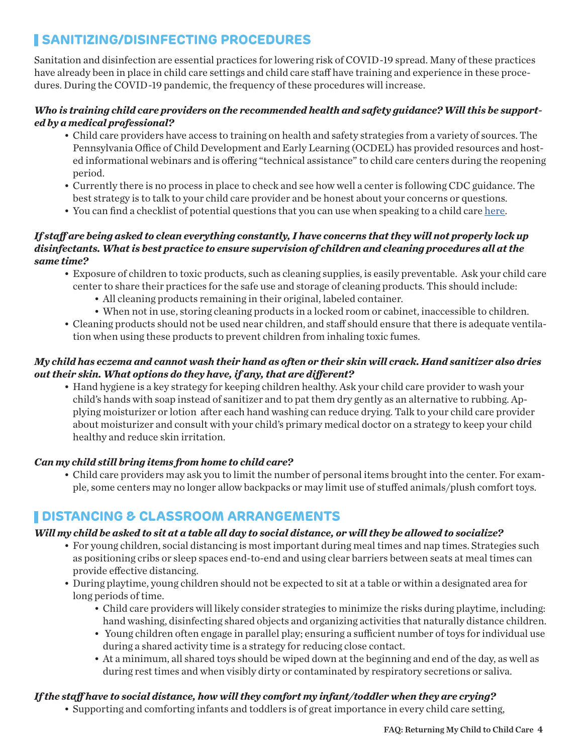## SANITIZING/DISINFECTING PROCEDURES

Sanitation and disinfection are essential practices for lowering risk of COVID-19 spread. Many of these practices have already been in place in child care settings and child care staff have training and experience in these procedures. During the COVID-19 pandemic, the frequency of these procedures will increase.

***Who is training child care providers on the recommended health and safety guidance? Will this be supported by a medical professional?***

- Child care providers have access to training on health and safety strategies from a variety of sources. The Pennsylvania Office of Child Development and Early Learning (OCDEL) has provided resources and hosted informational webinars and is offering "technical assistance" to child care centers during the reopening period.
- Currently there is no process in place to check and see how well a center is following CDC guidance. The best strategy is to talk to your child care provider and be honest about your concerns or questions.
- You can find a checklist of potential questions that you can use when speaking to a child care here.

***If staff are being asked to clean everything constantly, I have concerns that they will not properly lock up disinfectants. What is best practice to ensure supervision of children and cleaning procedures all at the same time?***

- Exposure of children to toxic products, such as cleaning supplies, is easily preventable. Ask your child care center to share their practices for the safe use and storage of cleaning products. This should include:
  - All cleaning products remaining in their original, labeled container.
  - When not in use, storing cleaning products in a locked room or cabinet, inaccessible to children.
- Cleaning products should not be used near children, and staff should ensure that there is adequate ventilation when using these products to prevent children from inhaling toxic fumes.

***My child has eczema and cannot wash their hand as often or their skin will crack. Hand sanitizer also dries out their skin. What options do they have, if any, that are different?***

- Hand hygiene is a key strategy for keeping children healthy. Ask your child care provider to wash your child's hands with soap instead of sanitizer and to pat them dry gently as an alternative to rubbing. Applying moisturizer or lotion after each hand washing can reduce drying. Talk to your child care provider about moisturizer and consult with your child's primary medical doctor on a strategy to keep your child healthy and reduce skin irritation.

***Can my child still bring items from home to child care?***

- Child care providers may ask you to limit the number of personal items brought into the center. For example, some centers may no longer allow backpacks or may limit use of stuffed animals/plush comfort toys.

## DISTANCING & CLASSROOM ARRANGEMENTS

***Will my child be asked to sit at a table all day to social distance, or will they be allowed to socialize?***

- For young children, social distancing is most important during meal times and nap times. Strategies such as positioning cribs or sleep spaces end-to-end and using clear barriers between seats at meal times can provide effective distancing.
- During playtime, young children should not be expected to sit at a table or within a designated area for long periods of time.
  - Child care providers will likely consider strategies to minimize the risks during playtime, including: hand washing, disinfecting shared objects and organizing activities that naturally distance children.
  - Young children often engage in parallel play; ensuring a sufficient number of toys for individual use during a shared activity time is a strategy for reducing close contact.
  - At a minimum, all shared toys should be wiped down at the beginning and end of the day, as well as during rest times and when visibly dirty or contaminated by respiratory secretions or saliva.

***If the staff have to social distance, how will they comfort my infant/toddler when they are crying?***

- Supporting and comforting infants and toddlers is of great importance in every child care setting,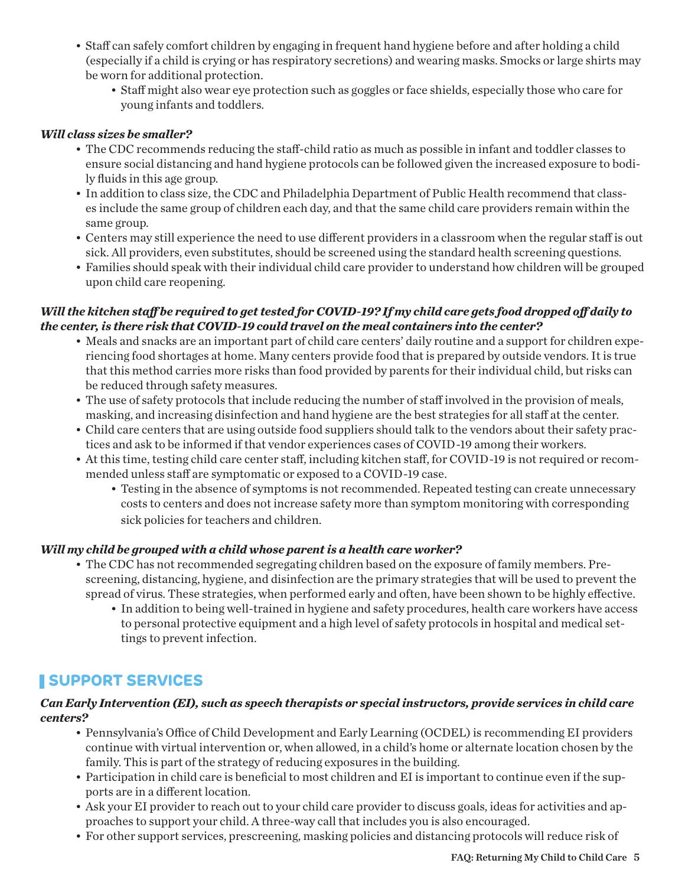- Staff can safely comfort children by engaging in frequent hand hygiene before and after holding a child (especially if a child is crying or has respiratory secretions) and wearing masks. Smocks or large shirts may be worn for additional protection.
  - Staff might also wear eye protection such as goggles or face shields, especially those who care for young infants and toddlers.

***Will class sizes be smaller?***

- The CDC recommends reducing the staff-child ratio as much as possible in infant and toddler classes to ensure social distancing and hand hygiene protocols can be followed given the increased exposure to bodily fluids in this age group.
- In addition to class size, the CDC and Philadelphia Department of Public Health recommend that classes include the same group of children each day, and that the same child care providers remain within the same group.
- Centers may still experience the need to use different providers in a classroom when the regular staff is out sick. All providers, even substitutes, should be screened using the standard health screening questions.
- Families should speak with their individual child care provider to understand how children will be grouped upon child care reopening.

***Will the kitchen staff be required to get tested for COVID-19? If my child care gets food dropped off daily to the center, is there risk that COVID-19 could travel on the meal containers into the center?***

- Meals and snacks are an important part of child care centers' daily routine and a support for children experiencing food shortages at home. Many centers provide food that is prepared by outside vendors. It is true that this method carries more risks than food provided by parents for their individual child, but risks can be reduced through safety measures.
- The use of safety protocols that include reducing the number of staff involved in the provision of meals, masking, and increasing disinfection and hand hygiene are the best strategies for all staff at the center.
- Child care centers that are using outside food suppliers should talk to the vendors about their safety practices and ask to be informed if that vendor experiences cases of COVID-19 among their workers.
- At this time, testing child care center staff, including kitchen staff, for COVID-19 is not required or recommended unless staff are symptomatic or exposed to a COVID-19 case.
  - Testing in the absence of symptoms is not recommended. Repeated testing can create unnecessary costs to centers and does not increase safety more than symptom monitoring with corresponding sick policies for teachers and children.

***Will my child be grouped with a child whose parent is a health care worker?***

- The CDC has not recommended segregating children based on the exposure of family members. Pre-screening, distancing, hygiene, and disinfection are the primary strategies that will be used to prevent the spread of virus. These strategies, when performed early and often, have been shown to be highly effective.
  - In addition to being well-trained in hygiene and safety procedures, health care workers have access to personal protective equipment and a high level of safety protocols in hospital and medical settings to prevent infection.

## SUPPORT SERVICES

***Can Early Intervention (EI), such as speech therapists or special instructors, provide services in child care centers?***

- Pennsylvania's Office of Child Development and Early Learning (OCDEL) is recommending EI providers continue with virtual intervention or, when allowed, in a child's home or alternate location chosen by the family. This is part of the strategy of reducing exposures in the building.
- Participation in child care is beneficial to most children and EI is important to continue even if the supports are in a different location.
- Ask your EI provider to reach out to your child care provider to discuss goals, ideas for activities and approaches to support your child. A three-way call that includes you is also encouraged.
- For other support services, prescreening, masking policies and distancing protocols will reduce risk of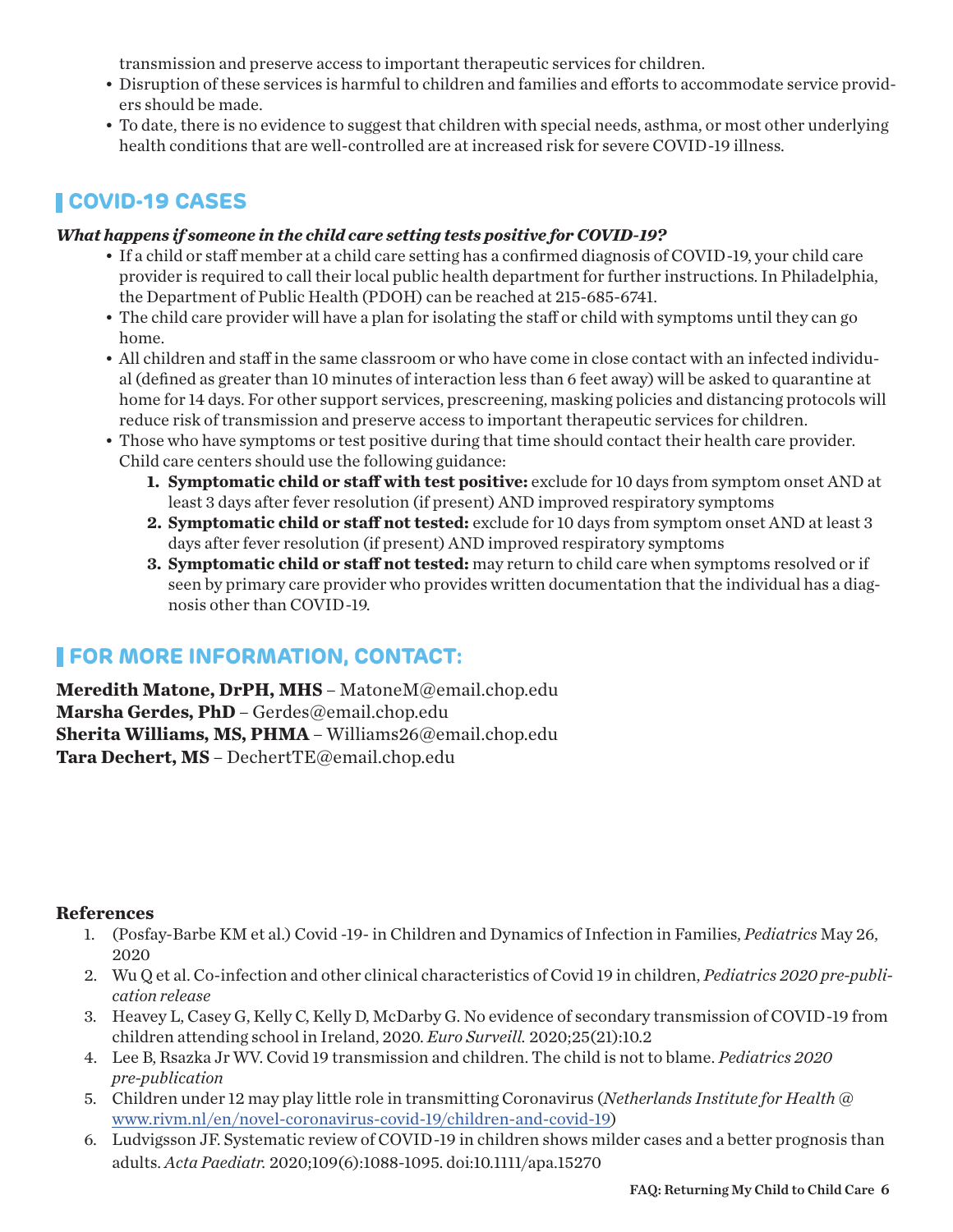transmission and preserve access to important therapeutic services for children.

- Disruption of these services is harmful to children and families and efforts to accommodate service providers should be made.
- To date, there is no evidence to suggest that children with special needs, asthma, or most other underlying health conditions that are well-controlled are at increased risk for severe COVID-19 illness.

## COVID-19 CASES

***What happens if someone in the child care setting tests positive for COVID-19?***

- If a child or staff member at a child care setting has a confirmed diagnosis of COVID-19, your child care provider is required to call their local public health department for further instructions. In Philadelphia, the Department of Public Health (PDOH) can be reached at 215-685-6741.
- The child care provider will have a plan for isolating the staff or child with symptoms until they can go home.
- All children and staff in the same classroom or who have come in close contact with an infected individual (defined as greater than 10 minutes of interaction less than 6 feet away) will be asked to quarantine at home for 14 days. For other support services, prescreening, masking policies and distancing protocols will reduce risk of transmission and preserve access to important therapeutic services for children.
- Those who have symptoms or test positive during that time should contact their health care provider. Child care centers should use the following guidance:
  1. **Symptomatic child or staff with test positive:** exclude for 10 days from symptom onset AND at least 3 days after fever resolution (if present) AND improved respiratory symptoms
  2. **Symptomatic child or staff not tested:** exclude for 10 days from symptom onset AND at least 3 days after fever resolution (if present) AND improved respiratory symptoms
  3. **Symptomatic child or staff not tested:** may return to child care when symptoms resolved or if seen by primary care provider who provides written documentation that the individual has a diagnosis other than COVID-19.

## FOR MORE INFORMATION, CONTACT:

**Meredith Matone, DrPH, MHS** – MatoneM@email.chop.edu
**Marsha Gerdes, PhD** – Gerdes@email.chop.edu
**Sherita Williams, MS, PHMA** – Williams26@email.chop.edu
**Tara Dechert, MS** – DechertTE@email.chop.edu

**References**

1. (Posfay-Barbe KM et al.) Covid -19- in Children and Dynamics of Infection in Families, *Pediatrics* May 26, 2020
2. Wu Q et al. Co-infection and other clinical characteristics of Covid 19 in children, *Pediatrics 2020 pre-publication release*
3. Heavey L, Casey G, Kelly C, Kelly D, McDarby G. No evidence of secondary transmission of COVID-19 from children attending school in Ireland, 2020. *Euro Surveill.* 2020;25(21):10.2
4. Lee B, Rsazka Jr WV. Covid 19 transmission and children. The child is not to blame. *Pediatrics 2020 pre-publication*
5. Children under 12 may play little role in transmitting Coronavirus (*Netherlands Institute for Health* @ www.rivm.nl/en/novel-coronavirus-covid-19/children-and-covid-19)
6. Ludvigsson JF. Systematic review of COVID-19 in children shows milder cases and a better prognosis than adults. *Acta Paediatr.* 2020;109(6):1088-1095. doi:10.1111/apa.15270